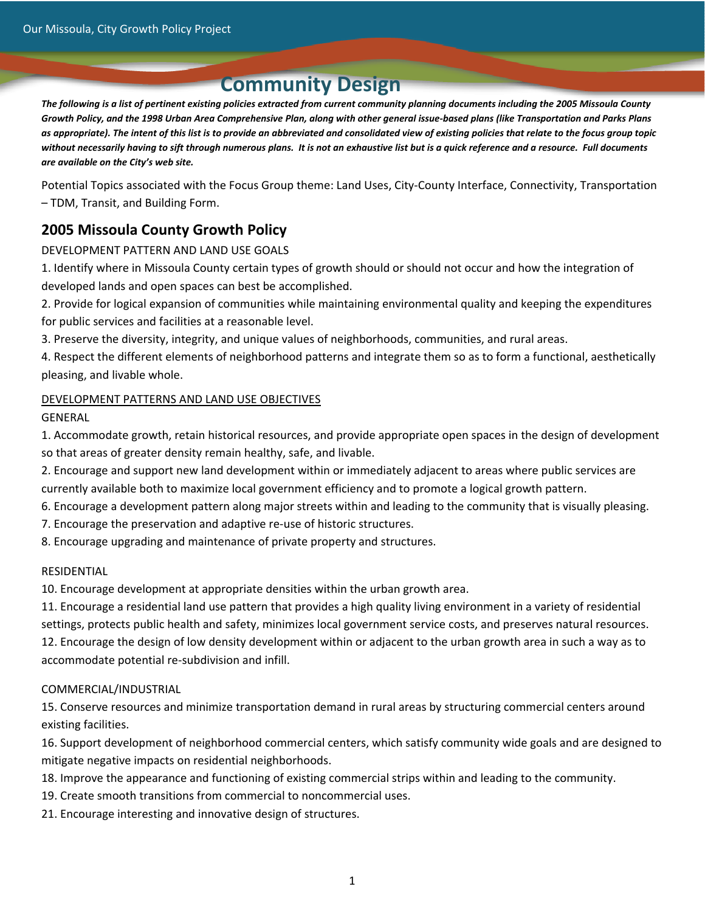# Community Design

***The following is a list of pertinent existing policies extracted from current community planning documents including the 2005 Missoula County Growth Policy, and the 1998 Urban Area Comprehensive Plan, along with other general issue-based plans (like Transportation and Parks Plans as appropriate). The intent of this list is to provide an abbreviated and consolidated view of existing policies that relate to the focus group topic without necessarily having to sift through numerous plans. It is not an exhaustive list but is a quick reference and a resource. Full documents are available on the City's web site.***

Potential Topics associated with the Focus Group theme: Land Uses, City-County Interface, Connectivity, Transportation – TDM, Transit, and Building Form.

## 2005 Missoula County Growth Policy

DEVELOPMENT PATTERN AND LAND USE GOALS

1. Identify where in Missoula County certain types of growth should or should not occur and how the integration of developed lands and open spaces can best be accomplished.
2. Provide for logical expansion of communities while maintaining environmental quality and keeping the expenditures for public services and facilities at a reasonable level.
3. Preserve the diversity, integrity, and unique values of neighborhoods, communities, and rural areas.
4. Respect the different elements of neighborhood patterns and integrate them so as to form a functional, aesthetically pleasing, and livable whole.

<u>DEVELOPMENT PATTERNS AND LAND USE OBJECTIVES</u>

GENERAL

1. Accommodate growth, retain historical resources, and provide appropriate open spaces in the design of development so that areas of greater density remain healthy, safe, and livable.
2. Encourage and support new land development within or immediately adjacent to areas where public services are currently available both to maximize local government efficiency and to promote a logical growth pattern.

6. Encourage a development pattern along major streets within and leading to the community that is visually pleasing.
7. Encourage the preservation and adaptive re-use of historic structures.
8. Encourage upgrading and maintenance of private property and structures.

RESIDENTIAL

10. Encourage development at appropriate densities within the urban growth area.
11. Encourage a residential land use pattern that provides a high quality living environment in a variety of residential settings, protects public health and safety, minimizes local government service costs, and preserves natural resources.
12. Encourage the design of low density development within or adjacent to the urban growth area in such a way as to accommodate potential re-subdivision and infill.

COMMERCIAL/INDUSTRIAL

15. Conserve resources and minimize transportation demand in rural areas by structuring commercial centers around existing facilities.
16. Support development of neighborhood commercial centers, which satisfy community wide goals and are designed to mitigate negative impacts on residential neighborhoods.

18. Improve the appearance and functioning of existing commercial strips within and leading to the community.
19. Create smooth transitions from commercial to noncommercial uses.

21. Encourage interesting and innovative design of structures.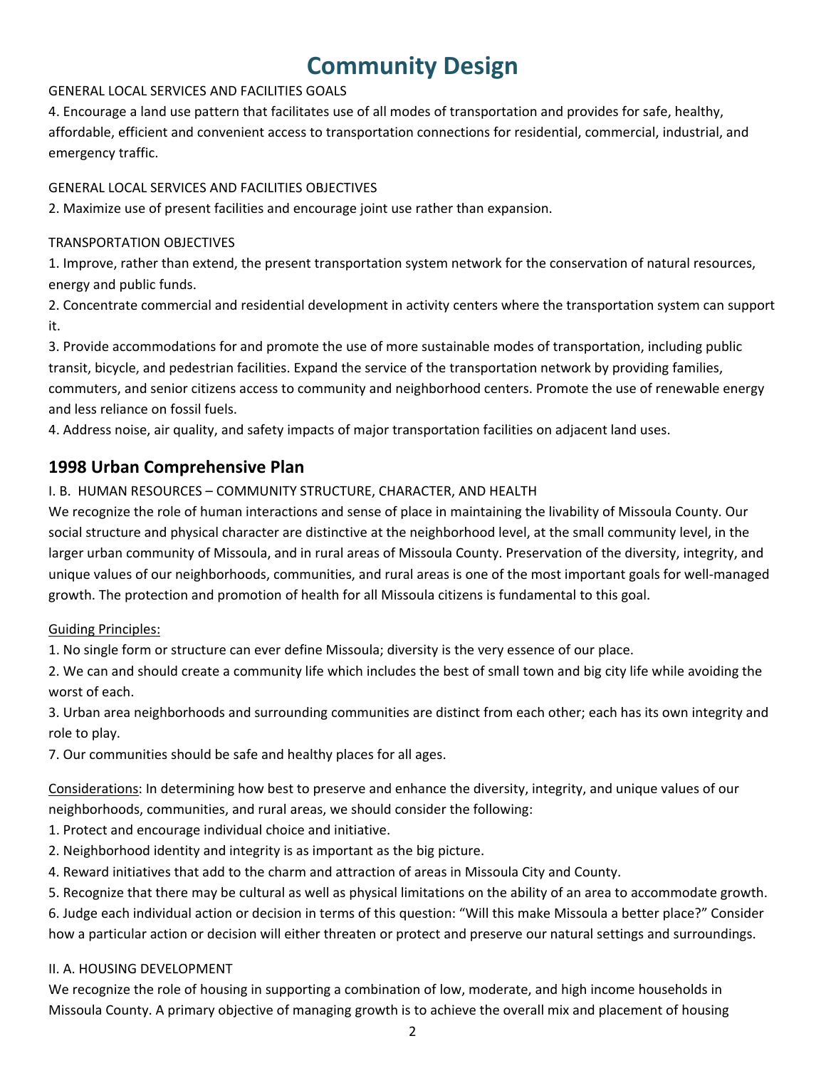# Community Design

GENERAL LOCAL SERVICES AND FACILITIES GOALS

4. Encourage a land use pattern that facilitates use of all modes of transportation and provides for safe, healthy, affordable, efficient and convenient access to transportation connections for residential, commercial, industrial, and emergency traffic.

GENERAL LOCAL SERVICES AND FACILITIES OBJECTIVES

2. Maximize use of present facilities and encourage joint use rather than expansion.

TRANSPORTATION OBJECTIVES

1. Improve, rather than extend, the present transportation system network for the conservation of natural resources, energy and public funds.
2. Concentrate commercial and residential development in activity centers where the transportation system can support it.
3. Provide accommodations for and promote the use of more sustainable modes of transportation, including public transit, bicycle, and pedestrian facilities. Expand the service of the transportation network by providing families, commuters, and senior citizens access to community and neighborhood centers. Promote the use of renewable energy and less reliance on fossil fuels.
4. Address noise, air quality, and safety impacts of major transportation facilities on adjacent land uses.

## 1998 Urban Comprehensive Plan

I. B. HUMAN RESOURCES – COMMUNITY STRUCTURE, CHARACTER, AND HEALTH

We recognize the role of human interactions and sense of place in maintaining the livability of Missoula County. Our social structure and physical character are distinctive at the neighborhood level, at the small community level, in the larger urban community of Missoula, and in rural areas of Missoula County. Preservation of the diversity, integrity, and unique values of our neighborhoods, communities, and rural areas is one of the most important goals for well-managed growth. The protection and promotion of health for all Missoula citizens is fundamental to this goal.

Guiding Principles:

1. No single form or structure can ever define Missoula; diversity is the very essence of our place.
2. We can and should create a community life which includes the best of small town and big city life while avoiding the worst of each.
3. Urban area neighborhoods and surrounding communities are distinct from each other; each has its own integrity and role to play.
7. Our communities should be safe and healthy places for all ages.

Considerations: In determining how best to preserve and enhance the diversity, integrity, and unique values of our neighborhoods, communities, and rural areas, we should consider the following:

1. Protect and encourage individual choice and initiative.
2. Neighborhood identity and integrity is as important as the big picture.
4. Reward initiatives that add to the charm and attraction of areas in Missoula City and County.
5. Recognize that there may be cultural as well as physical limitations on the ability of an area to accommodate growth.
6. Judge each individual action or decision in terms of this question: "Will this make Missoula a better place?" Consider how a particular action or decision will either threaten or protect and preserve our natural settings and surroundings.

II. A. HOUSING DEVELOPMENT

We recognize the role of housing in supporting a combination of low, moderate, and high income households in Missoula County. A primary objective of managing growth is to achieve the overall mix and placement of housing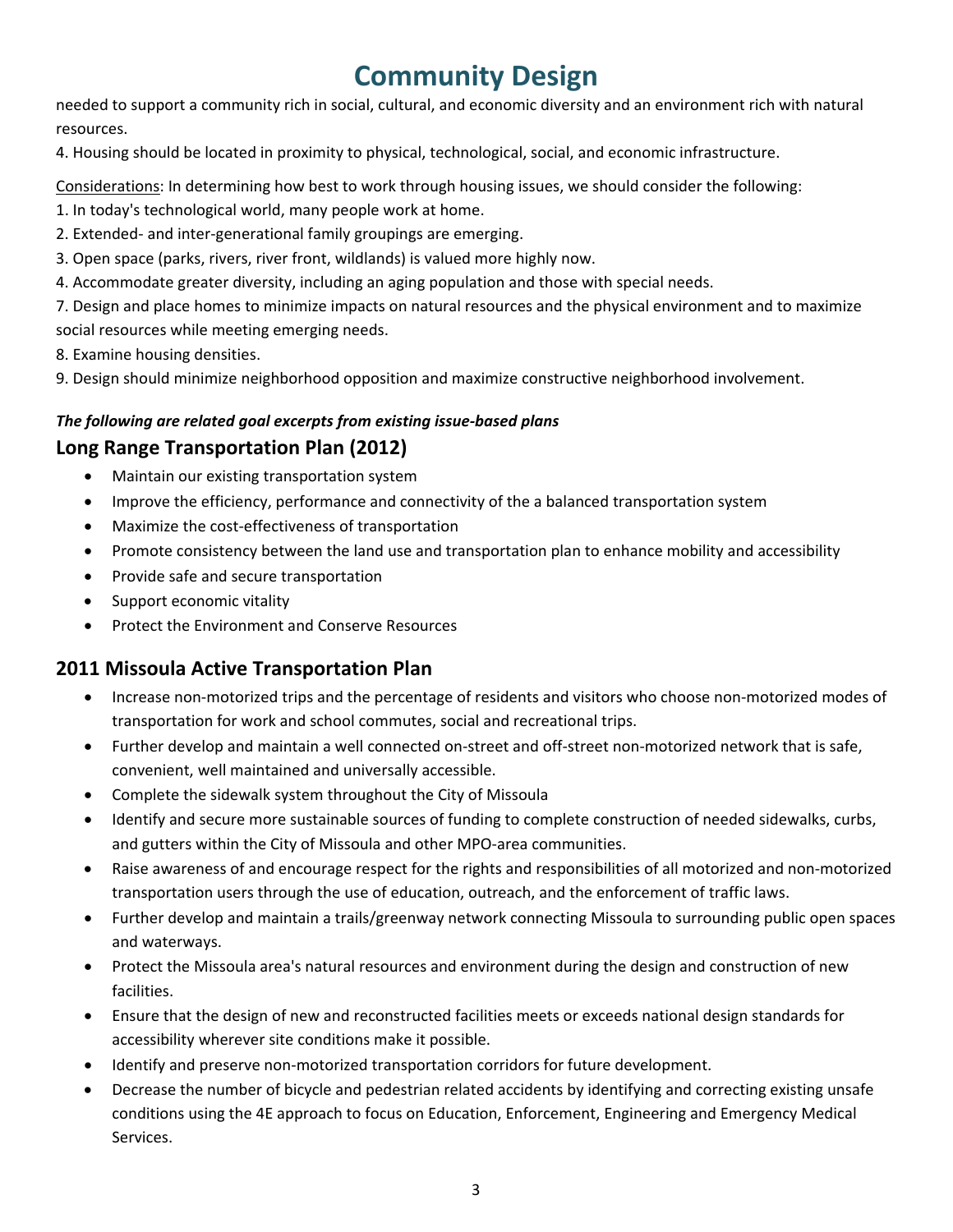# Community Design

needed to support a community rich in social, cultural, and economic diversity and an environment rich with natural resources.

4. Housing should be located in proximity to physical, technological, social, and economic infrastructure.

Considerations: In determining how best to work through housing issues, we should consider the following:

1. In today's technological world, many people work at home.
2. Extended- and inter-generational family groupings are emerging.
3. Open space (parks, rivers, river front, wildlands) is valued more highly now.
4. Accommodate greater diversity, including an aging population and those with special needs.
7. Design and place homes to minimize impacts on natural resources and the physical environment and to maximize social resources while meeting emerging needs.
8. Examine housing densities.
9. Design should minimize neighborhood opposition and maximize constructive neighborhood involvement.

***The following are related goal excerpts from existing issue-based plans***

## Long Range Transportation Plan (2012)

- Maintain our existing transportation system
- Improve the efficiency, performance and connectivity of the a balanced transportation system
- Maximize the cost-effectiveness of transportation
- Promote consistency between the land use and transportation plan to enhance mobility and accessibility
- Provide safe and secure transportation
- Support economic vitality
- Protect the Environment and Conserve Resources

## 2011 Missoula Active Transportation Plan

- Increase non-motorized trips and the percentage of residents and visitors who choose non-motorized modes of transportation for work and school commutes, social and recreational trips.
- Further develop and maintain a well connected on-street and off-street non-motorized network that is safe, convenient, well maintained and universally accessible.
- Complete the sidewalk system throughout the City of Missoula
- Identify and secure more sustainable sources of funding to complete construction of needed sidewalks, curbs, and gutters within the City of Missoula and other MPO-area communities.
- Raise awareness of and encourage respect for the rights and responsibilities of all motorized and non-motorized transportation users through the use of education, outreach, and the enforcement of traffic laws.
- Further develop and maintain a trails/greenway network connecting Missoula to surrounding public open spaces and waterways.
- Protect the Missoula area's natural resources and environment during the design and construction of new facilities.
- Ensure that the design of new and reconstructed facilities meets or exceeds national design standards for accessibility wherever site conditions make it possible.
- Identify and preserve non-motorized transportation corridors for future development.
- Decrease the number of bicycle and pedestrian related accidents by identifying and correcting existing unsafe conditions using the 4E approach to focus on Education, Enforcement, Engineering and Emergency Medical Services.